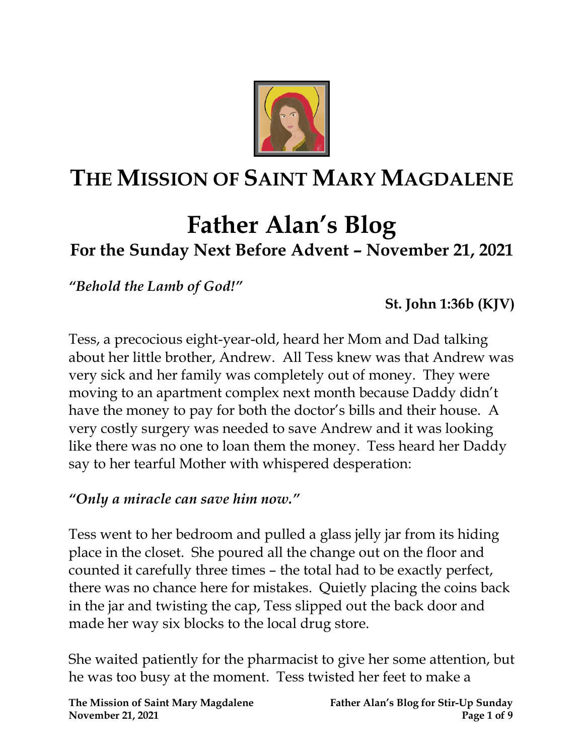# THE MISSION OF SAINT MARY MAGDALENE

# Father Alan's Blog

## For the Sunday Next Before Advent – November 21, 2021

*"Behold the Lamb of God!"*

**St. John 1:36b (KJV)**

Tess, a precocious eight-year-old, heard her Mom and Dad talking about her little brother, Andrew. All Tess knew was that Andrew was very sick and her family was completely out of money. They were moving to an apartment complex next month because Daddy didn't have the money to pay for both the doctor's bills and their house. A very costly surgery was needed to save Andrew and it was looking like there was no one to loan them the money. Tess heard her Daddy say to her tearful Mother with whispered desperation:

***"Only a miracle can save him now."***

Tess went to her bedroom and pulled a glass jelly jar from its hiding place in the closet. She poured all the change out on the floor and counted it carefully three times – the total had to be exactly perfect, there was no chance here for mistakes. Quietly placing the coins back in the jar and twisting the cap, Tess slipped out the back door and made her way six blocks to the local drug store.

She waited patiently for the pharmacist to give her some attention, but he was too busy at the moment. Tess twisted her feet to make a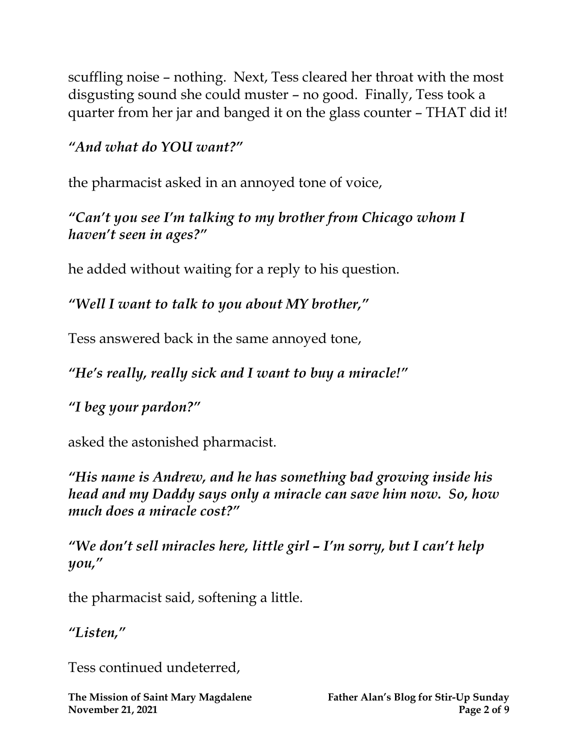scuffling noise – nothing. Next, Tess cleared her throat with the most disgusting sound she could muster – no good. Finally, Tess took a quarter from her jar and banged it on the glass counter – THAT did it!

***"And what do YOU want?"***

the pharmacist asked in an annoyed tone of voice,

***"Can't you see I'm talking to my brother from Chicago whom I haven't seen in ages?"***

he added without waiting for a reply to his question.

***"Well I want to talk to you about MY brother,"***

Tess answered back in the same annoyed tone,

***"He's really, really sick and I want to buy a miracle!"***

***"I beg your pardon?"***

asked the astonished pharmacist.

***"His name is Andrew, and he has something bad growing inside his head and my Daddy says only a miracle can save him now. So, how much does a miracle cost?"***

***"We don't sell miracles here, little girl – I'm sorry, but I can't help you,"***

the pharmacist said, softening a little.

***"Listen,"***

Tess continued undeterred,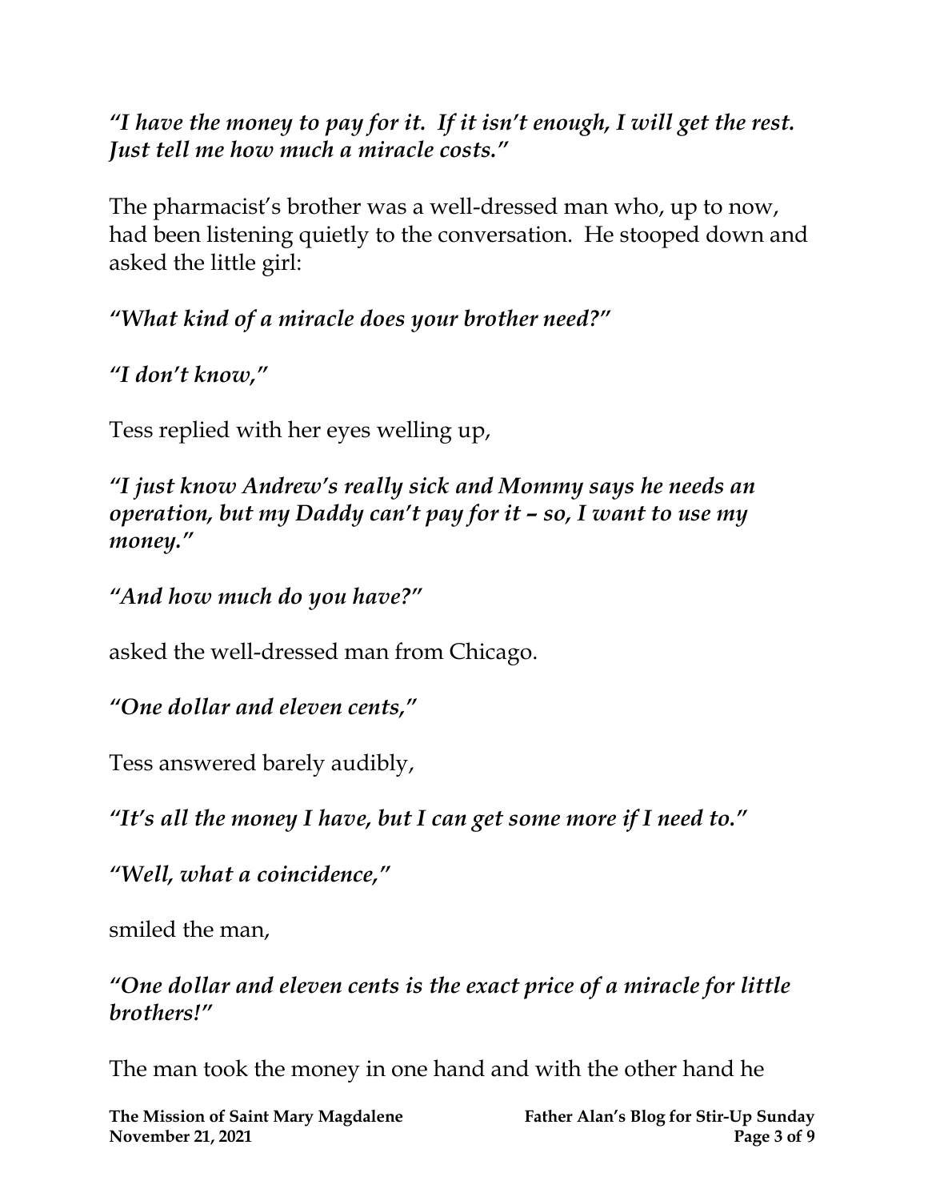*"I have the money to pay for it. If it isn't enough, I will get the rest. Just tell me how much a miracle costs."*

The pharmacist's brother was a well-dressed man who, up to now, had been listening quietly to the conversation. He stooped down and asked the little girl:

*"What kind of a miracle does your brother need?"*

*"I don't know,"*

Tess replied with her eyes welling up,

*"I just know Andrew's really sick and Mommy says he needs an operation, but my Daddy can't pay for it – so, I want to use my money."*

*"And how much do you have?"*

asked the well-dressed man from Chicago.

*"One dollar and eleven cents,"*

Tess answered barely audibly,

*"It's all the money I have, but I can get some more if I need to."*

*"Well, what a coincidence,"*

smiled the man,

*"One dollar and eleven cents is the exact price of a miracle for little brothers!"*

The man took the money in one hand and with the other hand he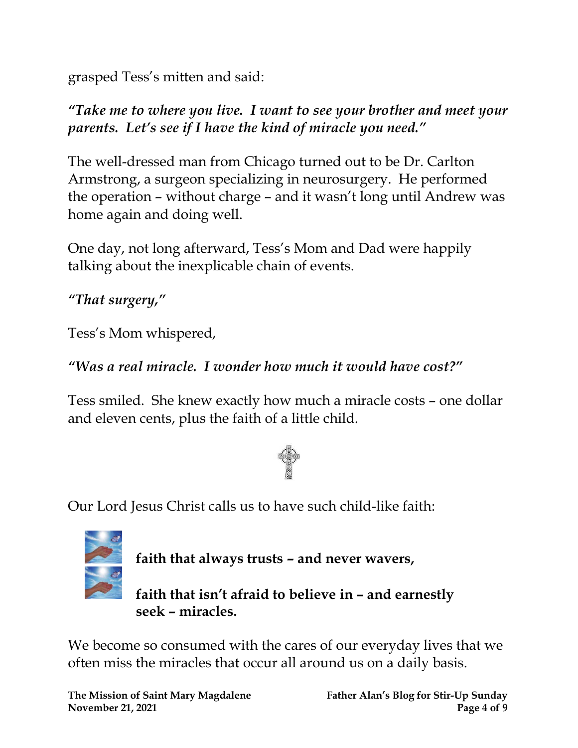grasped Tess's mitten and said:

***"Take me to where you live. I want to see your brother and meet your parents. Let's see if I have the kind of miracle you need."***

The well-dressed man from Chicago turned out to be Dr. Carlton Armstrong, a surgeon specializing in neurosurgery. He performed the operation – without charge – and it wasn't long until Andrew was home again and doing well.

One day, not long afterward, Tess's Mom and Dad were happily talking about the inexplicable chain of events.

***"That surgery,"***

Tess's Mom whispered,

***"Was a real miracle. I wonder how much it would have cost?"***

Tess smiled. She knew exactly how much a miracle costs – one dollar and eleven cents, plus the faith of a little child.

Our Lord Jesus Christ calls us to have such child-like faith:

- **faith that always trusts – and never wavers,**
- **faith that isn't afraid to believe in – and earnestly seek – miracles.**

We become so consumed with the cares of our everyday lives that we often miss the miracles that occur all around us on a daily basis.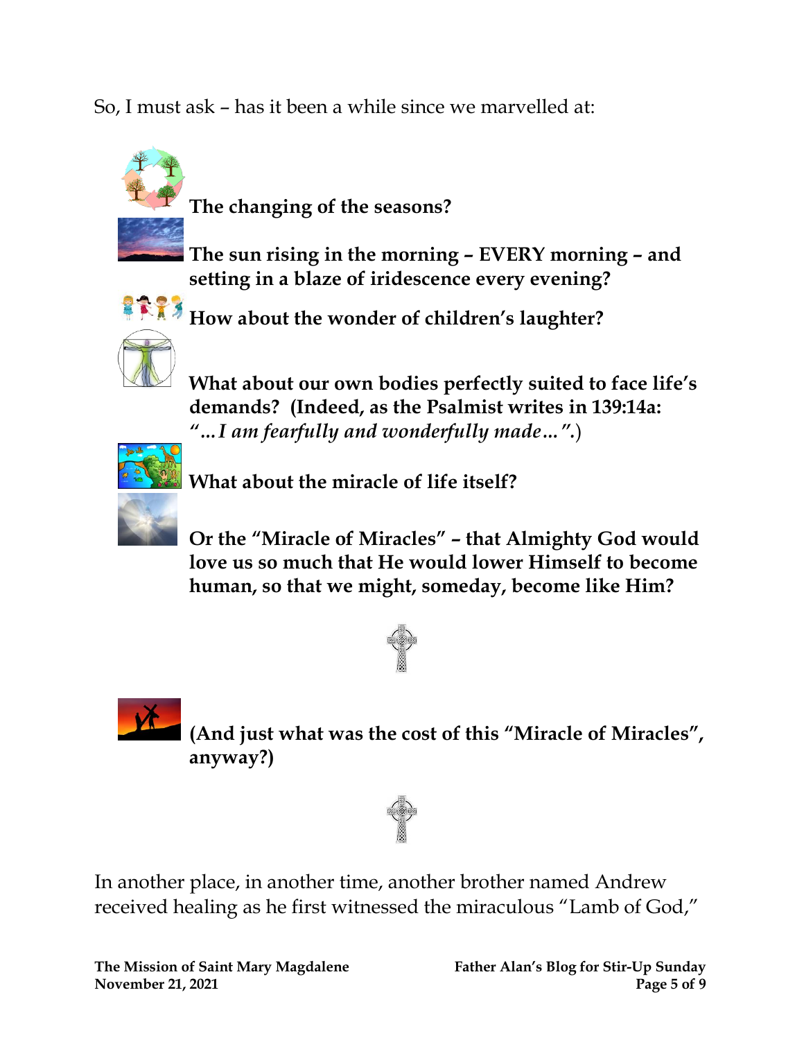So, I must ask – has it been a while since we marvelled at:

**The changing of the seasons?**

**The sun rising in the morning – EVERY morning – and setting in a blaze of iridescence every evening?**

**How about the wonder of children's laughter?**

**What about our own bodies perfectly suited to face life's demands? (Indeed, as the Psalmist writes in 139:14a: *"…I am fearfully and wonderfully made…".*)**

**What about the miracle of life itself?**

**Or the "Miracle of Miracles" – that Almighty God would love us so much that He would lower Himself to become human, so that we might, someday, become like Him?**

**(And just what was the cost of this "Miracle of Miracles", anyway?)**

In another place, in another time, another brother named Andrew received healing as he first witnessed the miraculous "Lamb of God,"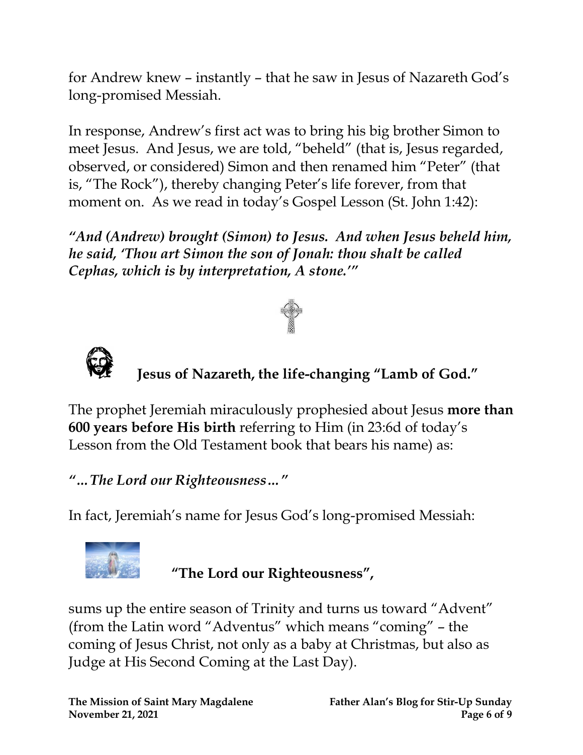for Andrew knew – instantly – that he saw in Jesus of Nazareth God's long-promised Messiah.

In response, Andrew's first act was to bring his big brother Simon to meet Jesus. And Jesus, we are told, "beheld" (that is, Jesus regarded, observed, or considered) Simon and then renamed him "Peter" (that is, "The Rock"), thereby changing Peter's life forever, from that moment on. As we read in today's Gospel Lesson (St. John 1:42):

***"And (Andrew) brought (Simon) to Jesus. And when Jesus beheld him, he said, 'Thou art Simon the son of Jonah: thou shalt be called Cephas, which is by interpretation, A stone.'"***

## Jesus of Nazareth, the life-changing "Lamb of God."

The prophet Jeremiah miraculously prophesied about Jesus **more than 600 years before His birth** referring to Him (in 23:6d of today's Lesson from the Old Testament book that bears his name) as:

*"…The Lord our Righteousness…"*

In fact, Jeremiah's name for Jesus God's long-promised Messiah:

**"The Lord our Righteousness",**

sums up the entire season of Trinity and turns us toward "Advent" (from the Latin word "Adventus" which means "coming" – the coming of Jesus Christ, not only as a baby at Christmas, but also as Judge at His Second Coming at the Last Day).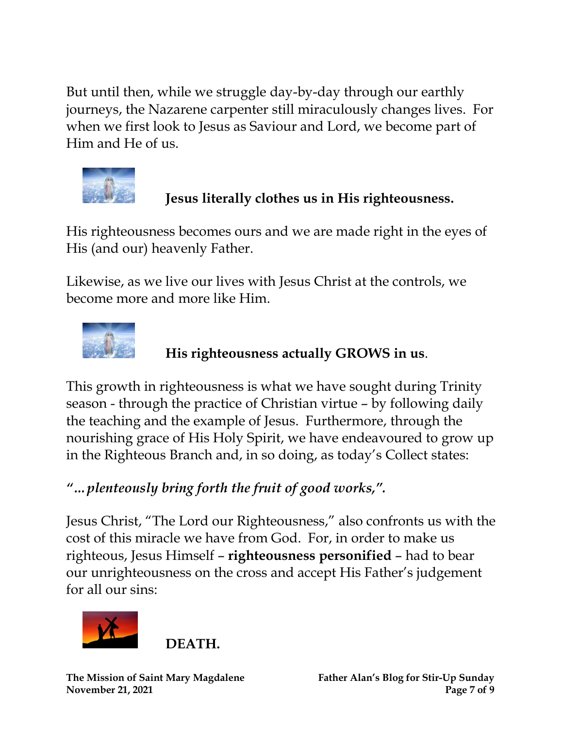But until then, while we struggle day-by-day through our earthly journeys, the Nazarene carpenter still miraculously changes lives. For when we first look to Jesus as Saviour and Lord, we become part of Him and He of us.

**Jesus literally clothes us in His righteousness.**

His righteousness becomes ours and we are made right in the eyes of His (and our) heavenly Father.

Likewise, as we live our lives with Jesus Christ at the controls, we become more and more like Him.

**His righteousness actually GROWS in us**.

This growth in righteousness is what we have sought during Trinity season - through the practice of Christian virtue – by following daily the teaching and the example of Jesus. Furthermore, through the nourishing grace of His Holy Spirit, we have endeavoured to grow up in the Righteous Branch and, in so doing, as today's Collect states:

***"…plenteously bring forth the fruit of good works,".***

Jesus Christ, "The Lord our Righteousness," also confronts us with the cost of this miracle we have from God. For, in order to make us righteous, Jesus Himself – **righteousness personified** – had to bear our unrighteousness on the cross and accept His Father's judgement for all our sins:

**DEATH.**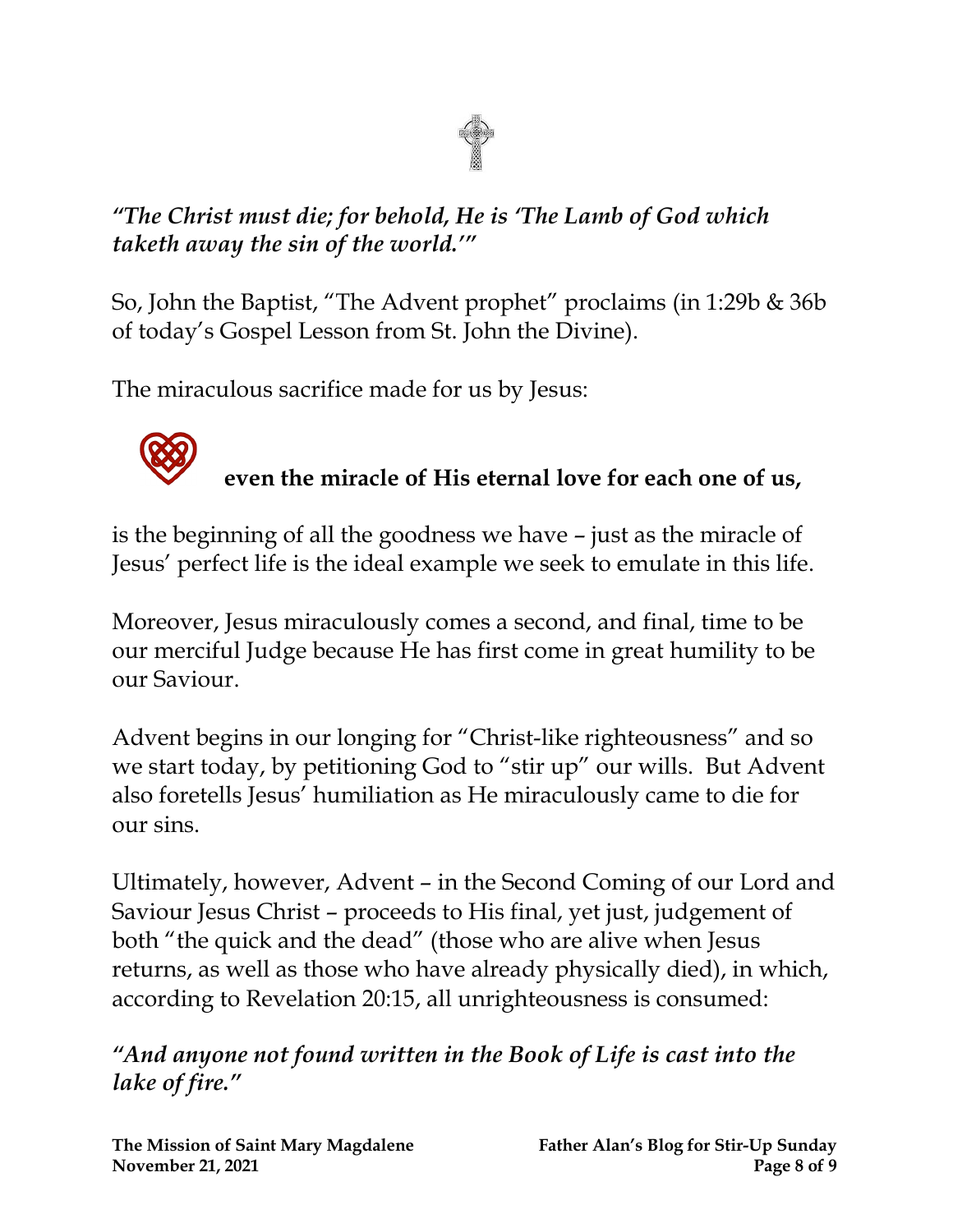***"The Christ must die; for behold, He is 'The Lamb of God which taketh away the sin of the world.'"***

So, John the Baptist, "The Advent prophet" proclaims (in 1:29b & 36b of today's Gospel Lesson from St. John the Divine).

The miraculous sacrifice made for us by Jesus:

**even the miracle of His eternal love for each one of us,**

is the beginning of all the goodness we have – just as the miracle of Jesus' perfect life is the ideal example we seek to emulate in this life.

Moreover, Jesus miraculously comes a second, and final, time to be our merciful Judge because He has first come in great humility to be our Saviour.

Advent begins in our longing for "Christ-like righteousness" and so we start today, by petitioning God to "stir up" our wills. But Advent also foretells Jesus' humiliation as He miraculously came to die for our sins.

Ultimately, however, Advent – in the Second Coming of our Lord and Saviour Jesus Christ – proceeds to His final, yet just, judgement of both "the quick and the dead" (those who are alive when Jesus returns, as well as those who have already physically died), in which, according to Revelation 20:15, all unrighteousness is consumed:

***"And anyone not found written in the Book of Life is cast into the lake of fire."***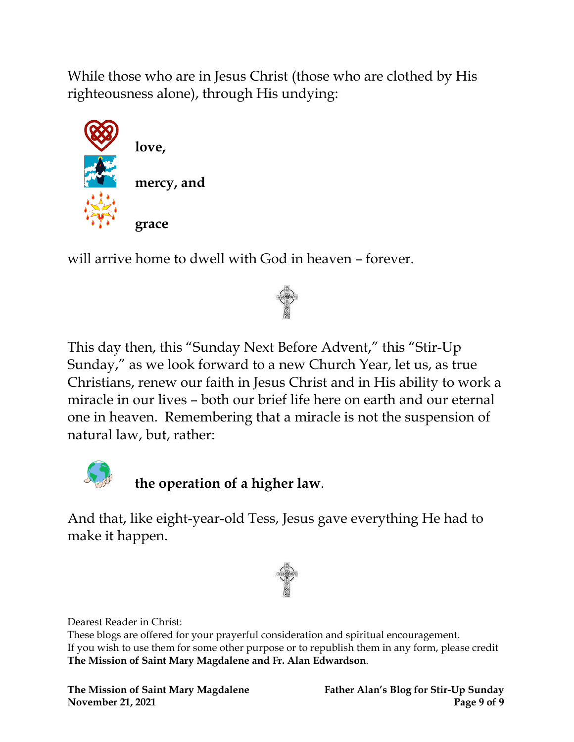While those who are in Jesus Christ (those who are clothed by His righteousness alone), through His undying:

**love,**

**mercy, and**

**grace**

will arrive home to dwell with God in heaven – forever.

This day then, this “Sunday Next Before Advent,” this “Stir-Up Sunday,” as we look forward to a new Church Year, let us, as true Christians, renew our faith in Jesus Christ and in His ability to work a miracle in our lives – both our brief life here on earth and our eternal one in heaven. Remembering that a miracle is not the suspension of natural law, but, rather:

**the operation of a higher law**.

And that, like eight-year-old Tess, Jesus gave everything He had to make it happen.

Dearest Reader in Christ:
These blogs are offered for your prayerful consideration and spiritual encouragement.
If you wish to use them for some other purpose or to republish them in any form, please credit **The Mission of Saint Mary Magdalene and Fr. Alan Edwardson**.